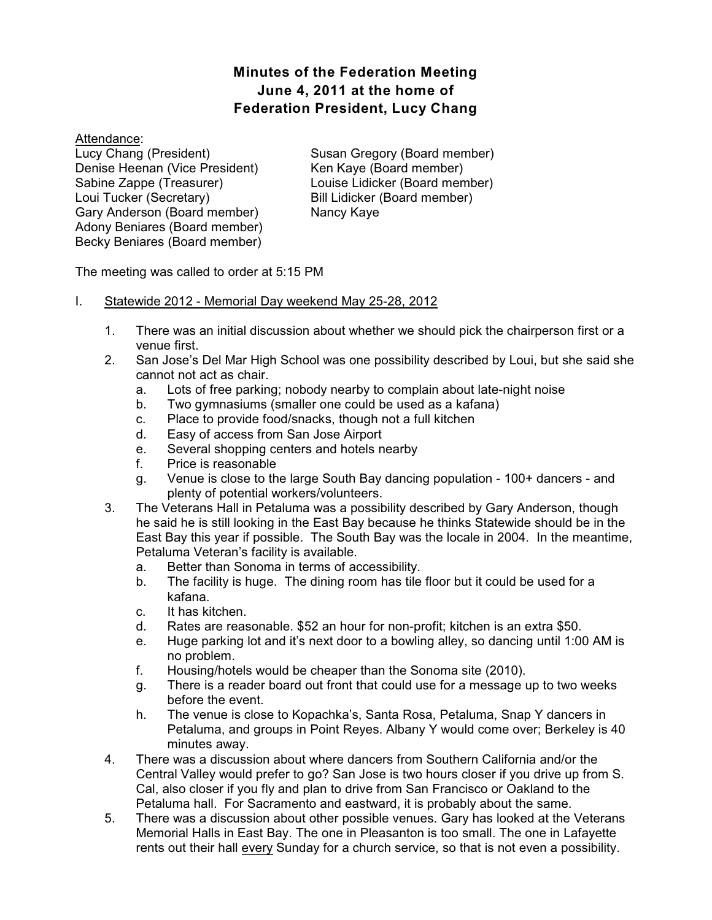# Minutes of the Federation Meeting
## June 4, 2011 at the home of
## Federation President, Lucy Chang

Attendance:

Lucy Chang (President)
Denise Heenan (Vice President)
Sabine Zappe (Treasurer)
Loui Tucker (Secretary)
Gary Anderson (Board member)
Adony Beniares (Board member)
Becky Beniares (Board member)
Susan Gregory (Board member)
Ken Kaye (Board member)
Louise Lidicker (Board member)
Bill Lidicker (Board member)
Nancy Kaye

The meeting was called to order at 5:15 PM

I. Statewide 2012 - Memorial Day weekend May 25-28, 2012

1. There was an initial discussion about whether we should pick the chairperson first or a venue first.
2. San Jose's Del Mar High School was one possibility described by Loui, but she said she cannot not act as chair.
   a. Lots of free parking; nobody nearby to complain about late-night noise
   b. Two gymnasiums (smaller one could be used as a kafana)
   c. Place to provide food/snacks, though not a full kitchen
   d. Easy of access from San Jose Airport
   e. Several shopping centers and hotels nearby
   f. Price is reasonable
   g. Venue is close to the large South Bay dancing population - 100+ dancers - and plenty of potential workers/volunteers.
3. The Veterans Hall in Petaluma was a possibility described by Gary Anderson, though he said he is still looking in the East Bay because he thinks Statewide should be in the East Bay this year if possible. The South Bay was the locale in 2004. In the meantime, Petaluma Veteran's facility is available.
   a. Better than Sonoma in terms of accessibility.
   b. The facility is huge. The dining room has tile floor but it could be used for a kafana.
   c. It has kitchen.
   d. Rates are reasonable. $52 an hour for non-profit; kitchen is an extra $50.
   e. Huge parking lot and it's next door to a bowling alley, so dancing until 1:00 AM is no problem.
   f. Housing/hotels would be cheaper than the Sonoma site (2010).
   g. There is a reader board out front that could use for a message up to two weeks before the event.
   h. The venue is close to Kopachka's, Santa Rosa, Petaluma, Snap Y dancers in Petaluma, and groups in Point Reyes. Albany Y would come over; Berkeley is 40 minutes away.
4. There was a discussion about where dancers from Southern California and/or the Central Valley would prefer to go? San Jose is two hours closer if you drive up from S. Cal, also closer if you fly and plan to drive from San Francisco or Oakland to the Petaluma hall. For Sacramento and eastward, it is probably about the same.
5. There was a discussion about other possible venues. Gary has looked at the Veterans Memorial Halls in East Bay. The one in Pleasanton is too small. The one in Lafayette rents out their hall every Sunday for a church service, so that is not even a possibility.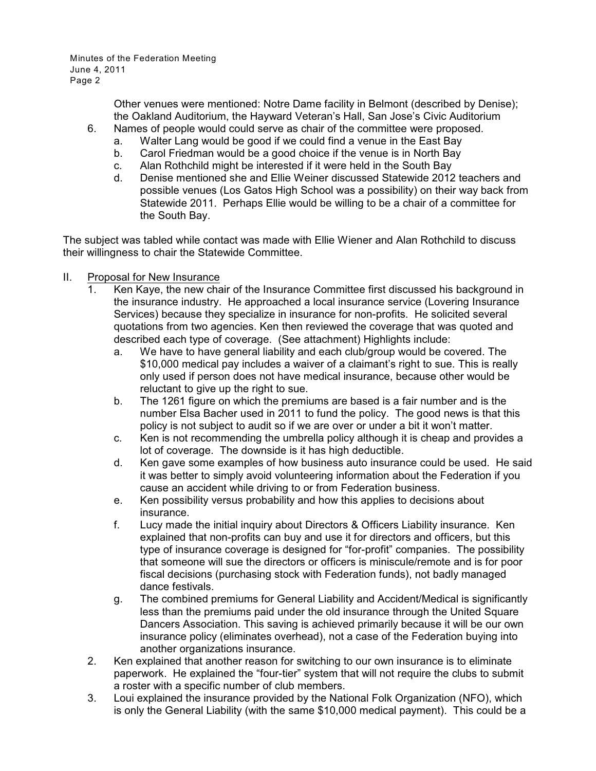Other venues were mentioned: Notre Dame facility in Belmont (described by Denise); the Oakland Auditorium, the Hayward Veteran's Hall, San Jose's Civic Auditorium

6. Names of people would could serve as chair of the committee were proposed.
   a. Walter Lang would be good if we could find a venue in the East Bay
   b. Carol Friedman would be a good choice if the venue is in North Bay
   c. Alan Rothchild might be interested if it were held in the South Bay
   d. Denise mentioned she and Ellie Weiner discussed Statewide 2012 teachers and possible venues (Los Gatos High School was a possibility) on their way back from Statewide 2011. Perhaps Ellie would be willing to be a chair of a committee for the South Bay.

The subject was tabled while contact was made with Ellie Wiener and Alan Rothchild to discuss their willingness to chair the Statewide Committee.

II. Proposal for New Insurance

1. Ken Kaye, the new chair of the Insurance Committee first discussed his background in the insurance industry. He approached a local insurance service (Lovering Insurance Services) because they specialize in insurance for non-profits. He solicited several quotations from two agencies. Ken then reviewed the coverage that was quoted and described each type of coverage. (See attachment) Highlights include:
   a. We have to have general liability and each club/group would be covered. The $10,000 medical pay includes a waiver of a claimant's right to sue. This is really only used if person does not have medical insurance, because other would be reluctant to give up the right to sue.
   b. The 1261 figure on which the premiums are based is a fair number and is the number Elsa Bacher used in 2011 to fund the policy. The good news is that this policy is not subject to audit so if we are over or under a bit it won't matter.
   c. Ken is not recommending the umbrella policy although it is cheap and provides a lot of coverage. The downside is it has high deductible.
   d. Ken gave some examples of how business auto insurance could be used. He said it was better to simply avoid volunteering information about the Federation if you cause an accident while driving to or from Federation business.
   e. Ken possibility versus probability and how this applies to decisions about insurance.
   f. Lucy made the initial inquiry about Directors & Officers Liability insurance. Ken explained that non-profits can buy and use it for directors and officers, but this type of insurance coverage is designed for "for-profit" companies. The possibility that someone will sue the directors or officers is miniscule/remote and is for poor fiscal decisions (purchasing stock with Federation funds), not badly managed dance festivals.
   g. The combined premiums for General Liability and Accident/Medical is significantly less than the premiums paid under the old insurance through the United Square Dancers Association. This saving is achieved primarily because it will be our own insurance policy (eliminates overhead), not a case of the Federation buying into another organizations insurance.
2. Ken explained that another reason for switching to our own insurance is to eliminate paperwork. He explained the "four-tier" system that will not require the clubs to submit a roster with a specific number of club members.
3. Loui explained the insurance provided by the National Folk Organization (NFO), which is only the General Liability (with the same $10,000 medical payment). This could be a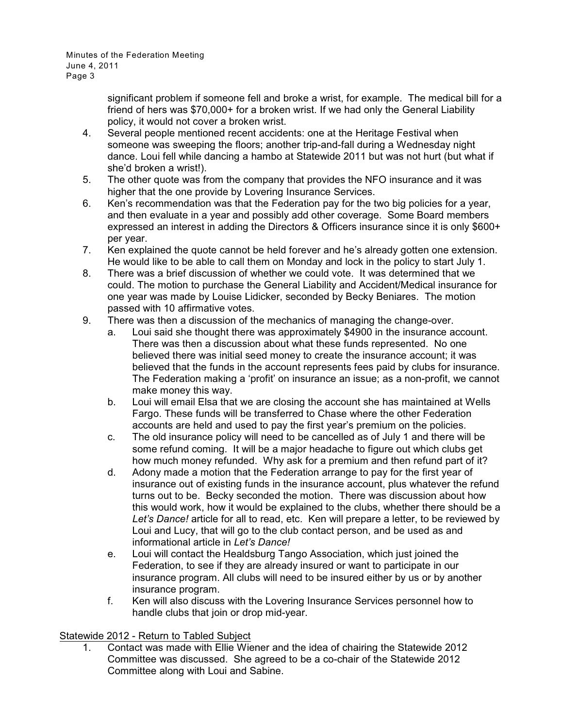significant problem if someone fell and broke a wrist, for example. The medical bill for a friend of hers was $70,000+ for a broken wrist. If we had only the General Liability policy, it would not cover a broken wrist.

4. Several people mentioned recent accidents: one at the Heritage Festival when someone was sweeping the floors; another trip-and-fall during a Wednesday night dance. Loui fell while dancing a hambo at Statewide 2011 but was not hurt (but what if she'd broken a wrist!).
5. The other quote was from the company that provides the NFO insurance and it was higher that the one provide by Lovering Insurance Services.
6. Ken's recommendation was that the Federation pay for the two big policies for a year, and then evaluate in a year and possibly add other coverage. Some Board members expressed an interest in adding the Directors & Officers insurance since it is only $600+ per year.
7. Ken explained the quote cannot be held forever and he's already gotten one extension. He would like to be able to call them on Monday and lock in the policy to start July 1.
8. There was a brief discussion of whether we could vote. It was determined that we could. The motion to purchase the General Liability and Accident/Medical insurance for one year was made by Louise Lidicker, seconded by Becky Beniares. The motion passed with 10 affirmative votes.
9. There was then a discussion of the mechanics of managing the change-over.
   a. Loui said she thought there was approximately $4900 in the insurance account. There was then a discussion about what these funds represented. No one believed there was initial seed money to create the insurance account; it was believed that the funds in the account represents fees paid by clubs for insurance. The Federation making a 'profit' on insurance an issue; as a non-profit, we cannot make money this way.
   b. Loui will email Elsa that we are closing the account she has maintained at Wells Fargo. These funds will be transferred to Chase where the other Federation accounts are held and used to pay the first year's premium on the policies.
   c. The old insurance policy will need to be cancelled as of July 1 and there will be some refund coming. It will be a major headache to figure out which clubs get how much money refunded. Why ask for a premium and then refund part of it?
   d. Adony made a motion that the Federation arrange to pay for the first year of insurance out of existing funds in the insurance account, plus whatever the refund turns out to be. Becky seconded the motion. There was discussion about how this would work, how it would be explained to the clubs, whether there should be a *Let's Dance!* article for all to read, etc. Ken will prepare a letter, to be reviewed by Loui and Lucy, that will go to the club contact person, and be used as and informational article in *Let's Dance!*
   e. Loui will contact the Healdsburg Tango Association, which just joined the Federation, to see if they are already insured or want to participate in our insurance program. All clubs will need to be insured either by us or by another insurance program.
   f. Ken will also discuss with the Lovering Insurance Services personnel how to handle clubs that join or drop mid-year.

<u>Statewide 2012 - Return to Tabled Subject</u>

1. Contact was made with Ellie Wiener and the idea of chairing the Statewide 2012 Committee was discussed. She agreed to be a co-chair of the Statewide 2012 Committee along with Loui and Sabine.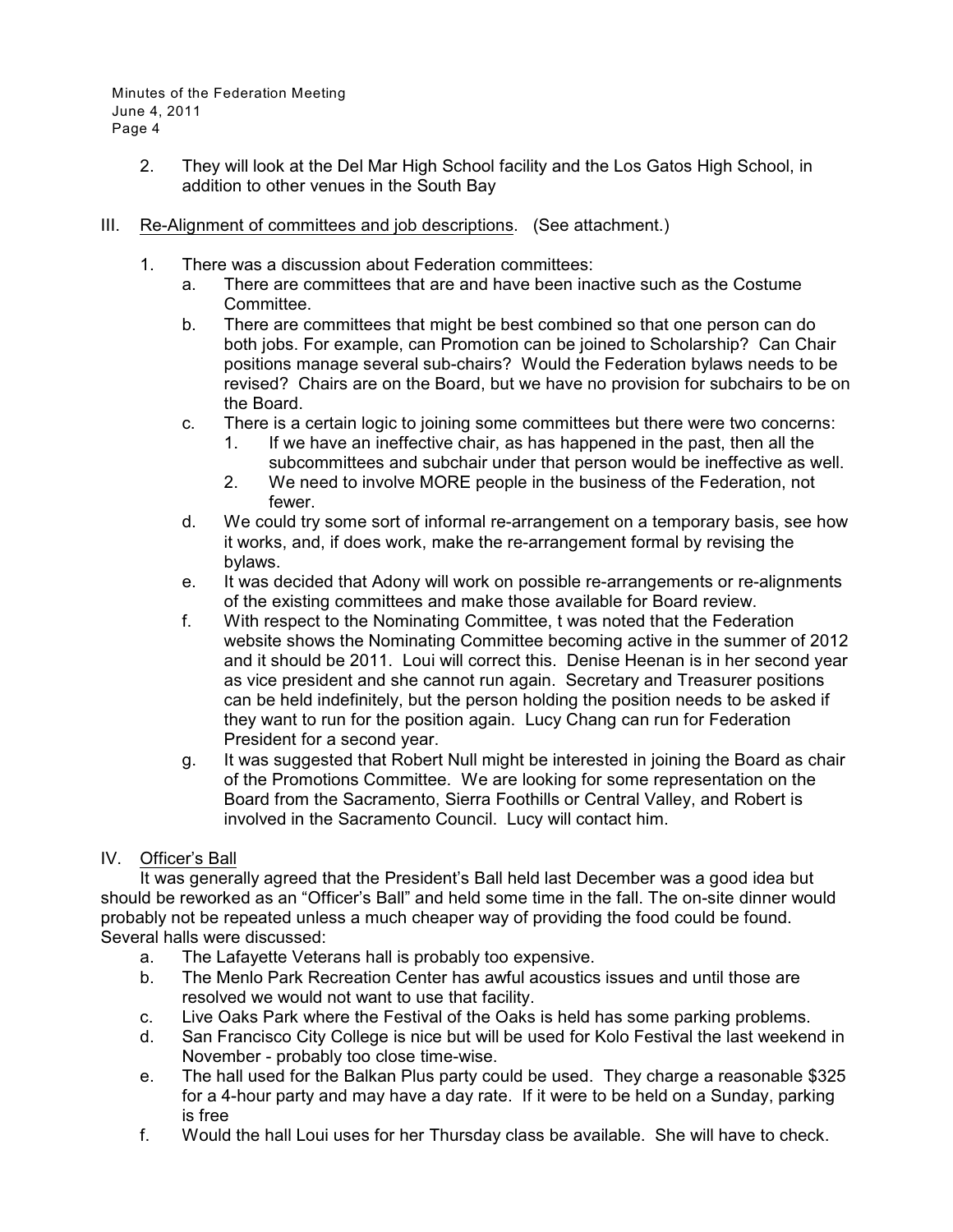2. They will look at the Del Mar High School facility and the Los Gatos High School, in addition to other venues in the South Bay

III. <u>Re-Alignment of committees and job descriptions</u>. (See attachment.)

1. There was a discussion about Federation committees:
   a. There are committees that are and have been inactive such as the Costume Committee.
   b. There are committees that might be best combined so that one person can do both jobs. For example, can Promotion can be joined to Scholarship? Can Chair positions manage several sub-chairs? Would the Federation bylaws needs to be revised? Chairs are on the Board, but we have no provision for subchairs to be on the Board.
   c. There is a certain logic to joining some committees but there were two concerns:
      1. If we have an ineffective chair, as has happened in the past, then all the subcommittees and subchair under that person would be ineffective as well.
      2. We need to involve MORE people in the business of the Federation, not fewer.
   d. We could try some sort of informal re-arrangement on a temporary basis, see how it works, and, if does work, make the re-arrangement formal by revising the bylaws.
   e. It was decided that Adony will work on possible re-arrangements or re-alignments of the existing committees and make those available for Board review.
   f. With respect to the Nominating Committee, t was noted that the Federation website shows the Nominating Committee becoming active in the summer of 2012 and it should be 2011. Loui will correct this. Denise Heenan is in her second year as vice president and she cannot run again. Secretary and Treasurer positions can be held indefinitely, but the person holding the position needs to be asked if they want to run for the position again. Lucy Chang can run for Federation President for a second year.
   g. It was suggested that Robert Null might be interested in joining the Board as chair of the Promotions Committee. We are looking for some representation on the Board from the Sacramento, Sierra Foothills or Central Valley, and Robert is involved in the Sacramento Council. Lucy will contact him.

IV. <u>Officer's Ball</u>

It was generally agreed that the President's Ball held last December was a good idea but should be reworked as an "Officer's Ball" and held some time in the fall. The on-site dinner would probably not be repeated unless a much cheaper way of providing the food could be found. Several halls were discussed:

a. The Lafayette Veterans hall is probably too expensive.
b. The Menlo Park Recreation Center has awful acoustics issues and until those are resolved we would not want to use that facility.
c. Live Oaks Park where the Festival of the Oaks is held has some parking problems.
d. San Francisco City College is nice but will be used for Kolo Festival the last weekend in November - probably too close time-wise.
e. The hall used for the Balkan Plus party could be used. They charge a reasonable $325 for a 4-hour party and may have a day rate. If it were to be held on a Sunday, parking is free
f. Would the hall Loui uses for her Thursday class be available. She will have to check.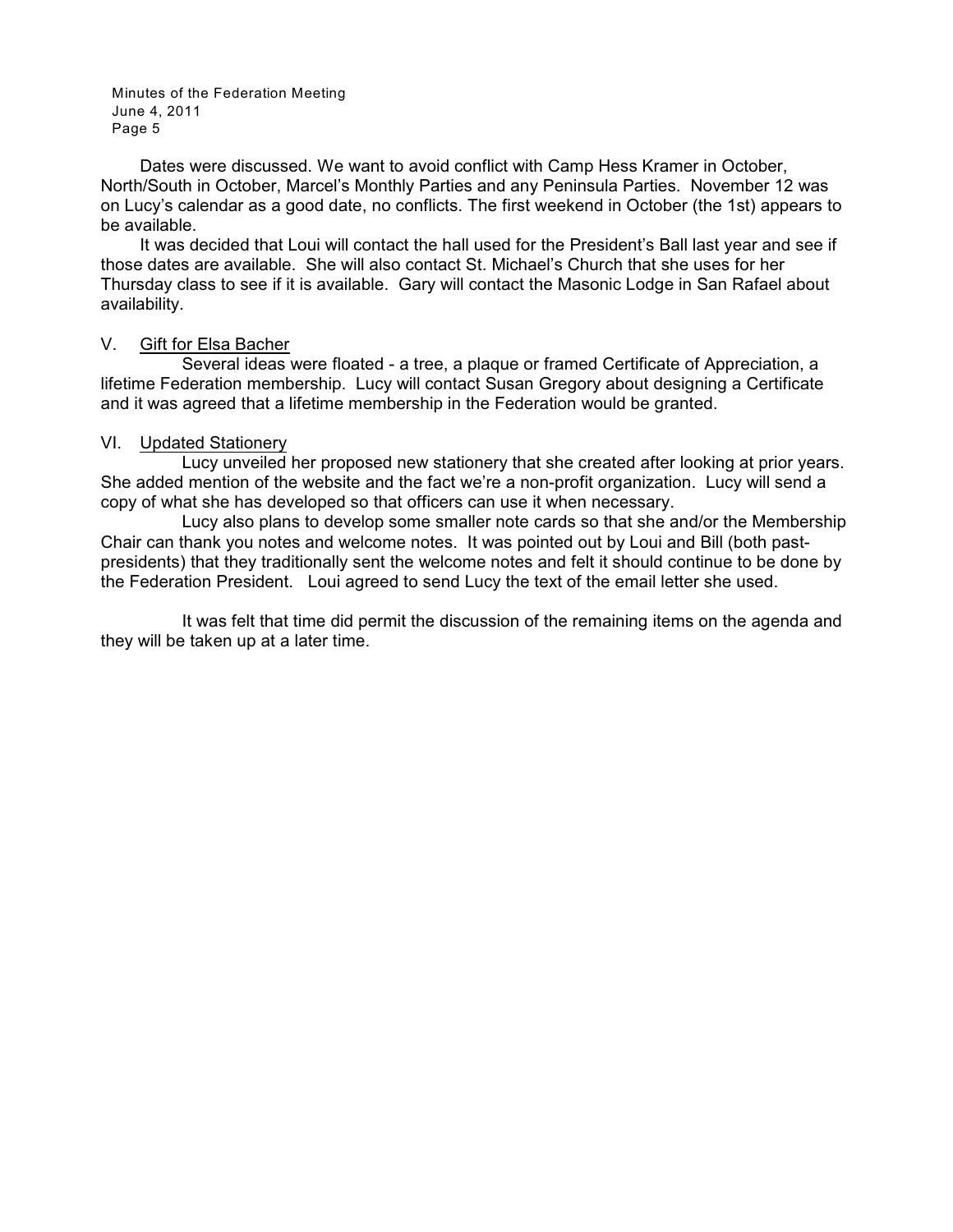Dates were discussed. We want to avoid conflict with Camp Hess Kramer in October, North/South in October, Marcel's Monthly Parties and any Peninsula Parties. November 12 was on Lucy's calendar as a good date, no conflicts. The first weekend in October (the 1st) appears to be available.

It was decided that Loui will contact the hall used for the President's Ball last year and see if those dates are available. She will also contact St. Michael's Church that she uses for her Thursday class to see if it is available. Gary will contact the Masonic Lodge in San Rafael about availability.

V. <u>Gift for Elsa Bacher</u>

Several ideas were floated - a tree, a plaque or framed Certificate of Appreciation, a lifetime Federation membership. Lucy will contact Susan Gregory about designing a Certificate and it was agreed that a lifetime membership in the Federation would be granted.

VI. <u>Updated Stationery</u>

Lucy unveiled her proposed new stationery that she created after looking at prior years. She added mention of the website and the fact we're a non-profit organization. Lucy will send a copy of what she has developed so that officers can use it when necessary.

Lucy also plans to develop some smaller note cards so that she and/or the Membership Chair can thank you notes and welcome notes. It was pointed out by Loui and Bill (both past-presidents) that they traditionally sent the welcome notes and felt it should continue to be done by the Federation President. Loui agreed to send Lucy the text of the email letter she used.

It was felt that time did permit the discussion of the remaining items on the agenda and they will be taken up at a later time.